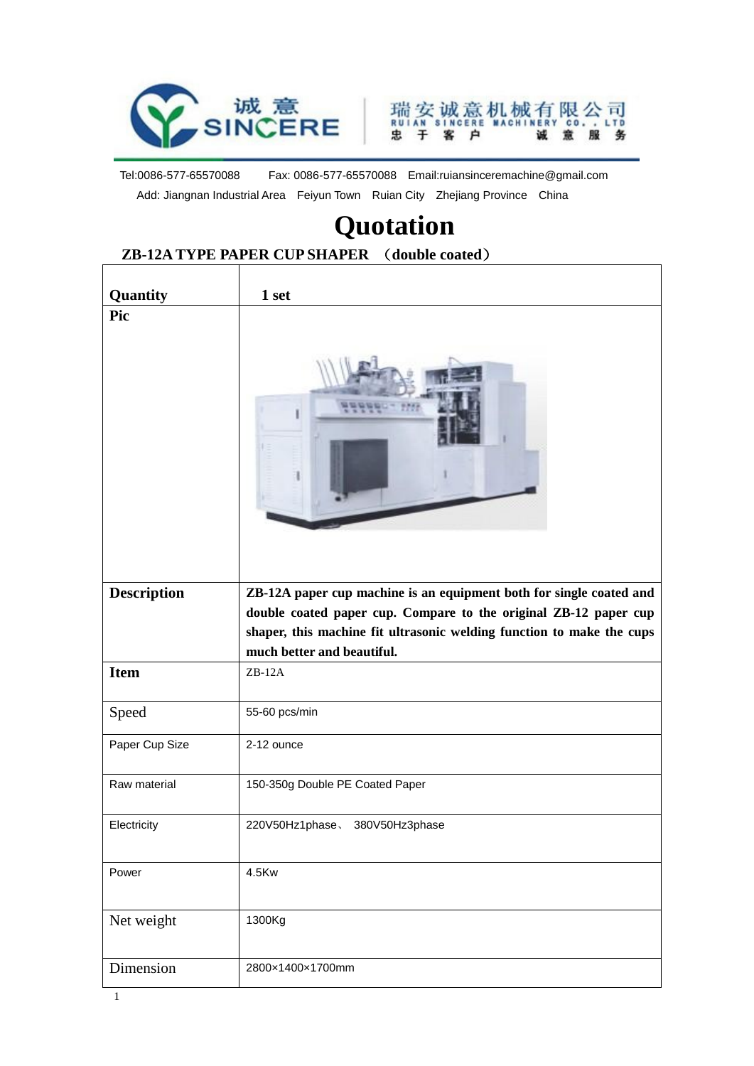诚意 SINCERE

瑞安诚意机械有限公司
RUIAN SINCERE MACHINERY CO., LTD
忠于客户 诚意服务

Tel:0086-577-65570088 Fax: 0086-577-65570088 Email:ruiansinceremachine@gmail.com

Add: Jiangnan Industrial Area Feiyun Town Ruian City Zhejiang Province China

# Quotation

**ZB-12A TYPE PAPER CUP SHAPER （double coated）**

| **Quantity** | **1 set** |
|---|---|
| **Pic** | |
| **Description** | **ZB-12A paper cup machine is an equipment both for single coated and double coated paper cup. Compare to the original ZB-12 paper cup shaper, this machine fit ultrasonic welding function to make the cups much better and beautiful.** |
| **Item** | ZB-12A |
| Speed | 55-60 pcs/min |
| Paper Cup Size | 2-12 ounce |
| Raw material | 150-350g Double PE Coated Paper |
| Electricity | 220V50Hz1phase、 380V50Hz3phase |
| Power | 4.5Kw |
| Net weight | 1300Kg |
| Dimension | 2800×1400×1700mm |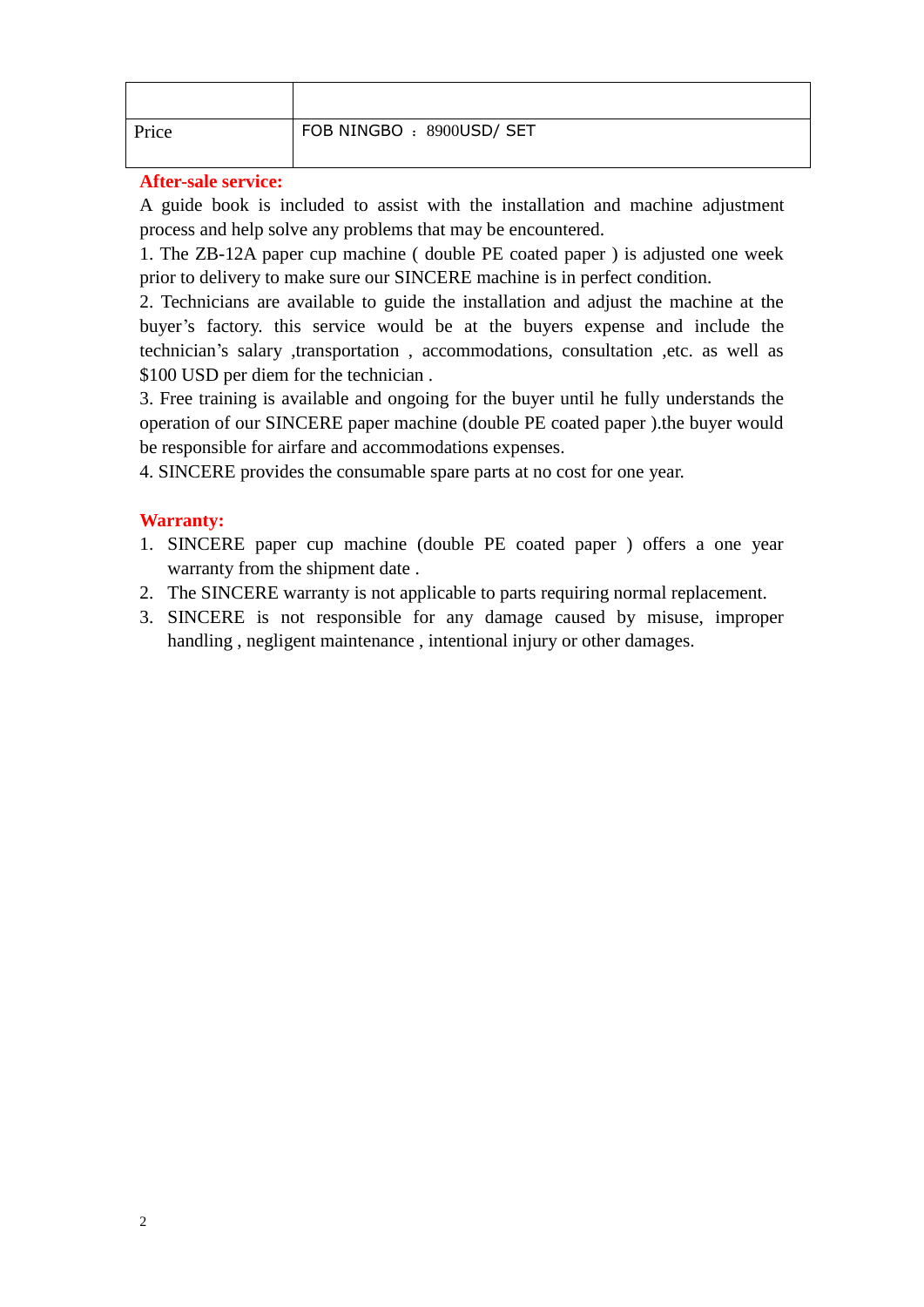| | |
|---|---|
| Price | FOB NINGBO ： 8900USD/ SET |

**After-sale service:**

A guide book is included to assist with the installation and machine adjustment process and help solve any problems that may be encountered.

1. The ZB-12A paper cup machine ( double PE coated paper ) is adjusted one week prior to delivery to make sure our SINCERE machine is in perfect condition.
2. Technicians are available to guide the installation and adjust the machine at the buyer's factory. this service would be at the buyers expense and include the technician's salary ,transportation , accommodations, consultation ,etc. as well as $100 USD per diem for the technician .
3. Free training is available and ongoing for the buyer until he fully understands the operation of our SINCERE paper machine (double PE coated paper ).the buyer would be responsible for airfare and accommodations expenses.
4. SINCERE provides the consumable spare parts at no cost for one year.

**Warranty:**

1. SINCERE paper cup machine (double PE coated paper ) offers a one year warranty from the shipment date .
2. The SINCERE warranty is not applicable to parts requiring normal replacement.
3. SINCERE is not responsible for any damage caused by misuse, improper handling , negligent maintenance , intentional injury or other damages.